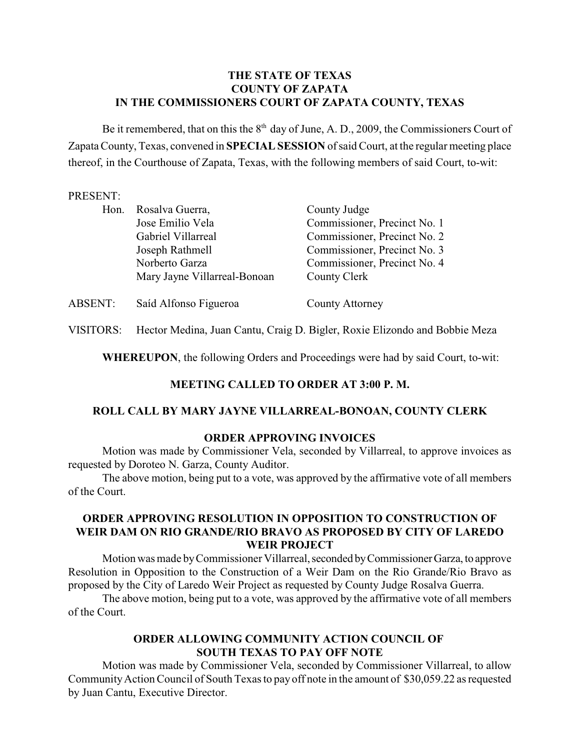**THE STATE OF TEXAS**
**COUNTY OF ZAPATA**
**IN THE COMMISSIONERS COURT OF ZAPATA COUNTY, TEXAS**

Be it remembered, that on this the 8th day of June, A. D., 2009, the Commissioners Court of Zapata County, Texas, convened in **SPECIAL SESSION** of said Court, at the regular meeting place thereof, in the Courthouse of Zapata, Texas, with the following members of said Court, to-wit:

PRESENT:

| | | |
|---|---|---|
| Hon. | Rosalva Guerra, | County Judge |
| | Jose Emilio Vela | Commissioner, Precinct No. 1 |
| | Gabriel Villarreal | Commissioner, Precinct No. 2 |
| | Joseph Rathmell | Commissioner, Precinct No. 3 |
| | Norberto Garza | Commissioner, Precinct No. 4 |
| | Mary Jayne Villarreal-Bonoan | County Clerk |

ABSENT: Saíd Alfonso Figueroa — County Attorney

VISITORS: Hector Medina, Juan Cantu, Craig D. Bigler, Roxie Elizondo and Bobbie Meza

**WHEREUPON**, the following Orders and Proceedings were had by said Court, to-wit:

**MEETING CALLED TO ORDER AT 3:00 P. M.**

**ROLL CALL BY MARY JAYNE VILLARREAL-BONOAN, COUNTY CLERK**

**ORDER APPROVING INVOICES**

Motion was made by Commissioner Vela, seconded by Villarreal, to approve invoices as requested by Doroteo N. Garza, County Auditor.

The above motion, being put to a vote, was approved by the affirmative vote of all members of the Court.

**ORDER APPROVING RESOLUTION IN OPPOSITION TO CONSTRUCTION OF WEIR DAM ON RIO GRANDE/RIO BRAVO AS PROPOSED BY CITY OF LAREDO WEIR PROJECT**

Motion was made by Commissioner Villarreal, seconded by Commissioner Garza, to approve Resolution in Opposition to the Construction of a Weir Dam on the Rio Grande/Rio Bravo as proposed by the City of Laredo Weir Project as requested by County Judge Rosalva Guerra.

The above motion, being put to a vote, was approved by the affirmative vote of all members of the Court.

**ORDER ALLOWING COMMUNITY ACTION COUNCIL OF SOUTH TEXAS TO PAY OFF NOTE**

Motion was made by Commissioner Vela, seconded by Commissioner Villarreal, to allow Community Action Council of South Texas to pay off note in the amount of $30,059.22 as requested by Juan Cantu, Executive Director.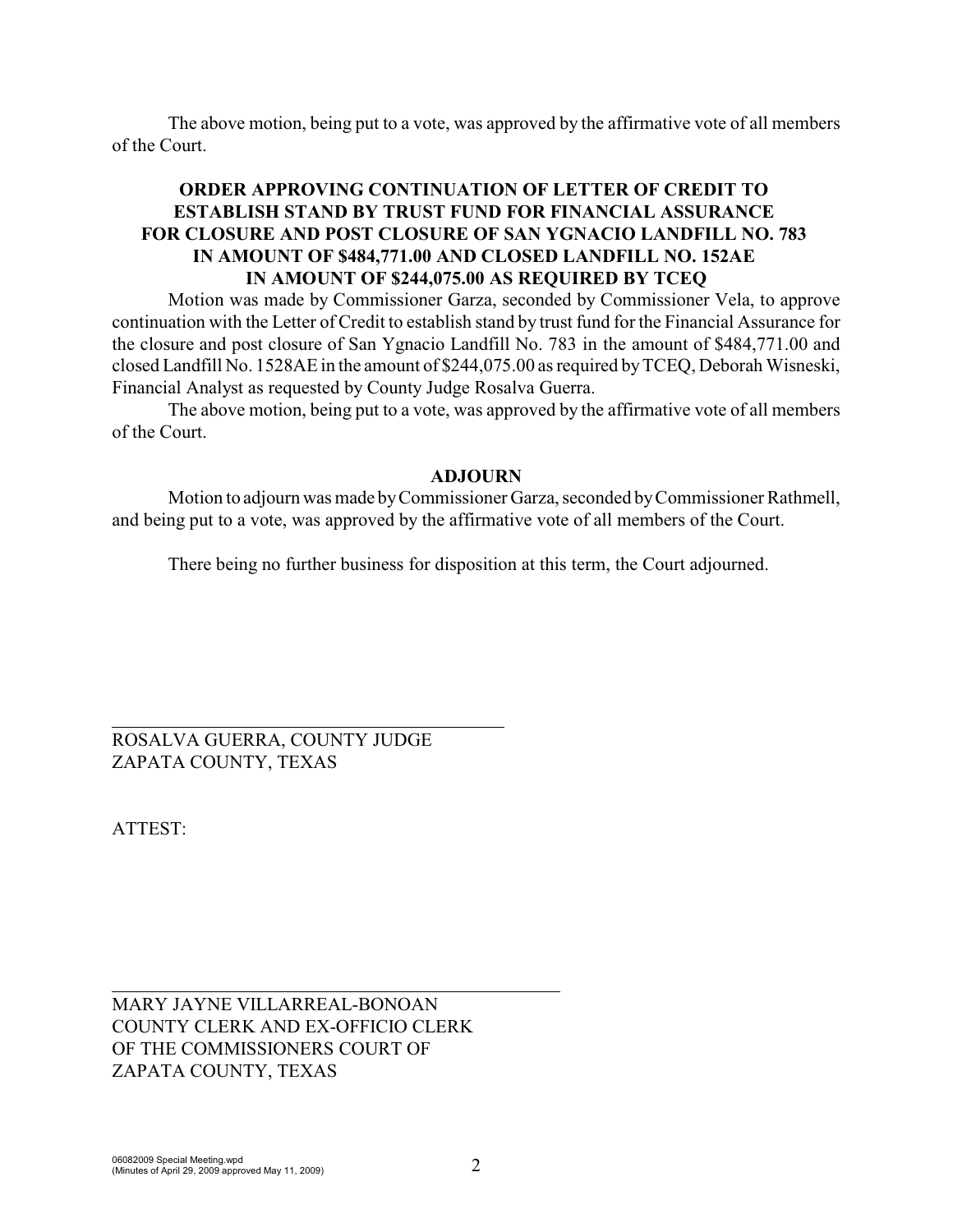The above motion, being put to a vote, was approved by the affirmative vote of all members of the Court.

**ORDER APPROVING CONTINUATION OF LETTER OF CREDIT TO ESTABLISH STAND BY TRUST FUND FOR FINANCIAL ASSURANCE FOR CLOSURE AND POST CLOSURE OF SAN YGNACIO LANDFILL NO. 783 IN AMOUNT OF $484,771.00 AND CLOSED LANDFILL NO. 152AE IN AMOUNT OF $244,075.00 AS REQUIRED BY TCEQ**

Motion was made by Commissioner Garza, seconded by Commissioner Vela, to approve continuation with the Letter of Credit to establish stand by trust fund for the Financial Assurance for the closure and post closure of San Ygnacio Landfill No. 783 in the amount of $484,771.00 and closed Landfill No. 1528AE in the amount of $244,075.00 as required by TCEQ, Deborah Wisneski, Financial Analyst as requested by County Judge Rosalva Guerra.

The above motion, being put to a vote, was approved by the affirmative vote of all members of the Court.

**ADJOURN**

Motion to adjourn was made by Commissioner Garza, seconded by Commissioner Rathmell, and being put to a vote, was approved by the affirmative vote of all members of the Court.

There being no further business for disposition at this term, the Court adjourned.

ROSALVA GUERRA, COUNTY JUDGE
ZAPATA COUNTY, TEXAS

ATTEST:

MARY JAYNE VILLARREAL-BONOAN
COUNTY CLERK AND EX-OFFICIO CLERK
OF THE COMMISSIONERS COURT OF
ZAPATA COUNTY, TEXAS

06082009 Special Meeting.wpd
(Minutes of April 29, 2009 approved May 11, 2009)